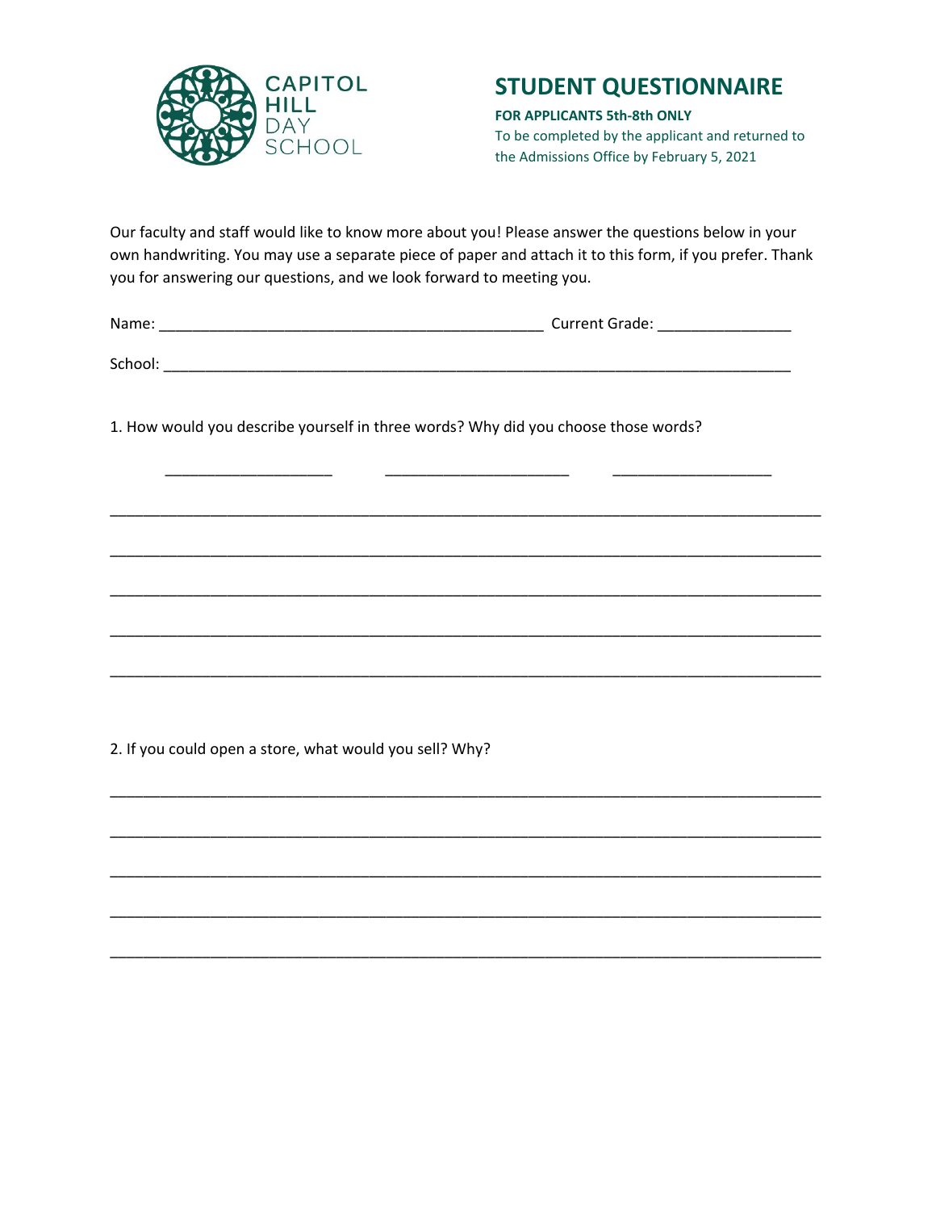CAPITOL HILL DAY SCHOOL

# STUDENT QUESTIONNAIRE

**FOR APPLICANTS 5th-8th ONLY**

To be completed by the applicant and returned to the Admissions Office by February 5, 2021

Our faculty and staff would like to know more about you! Please answer the questions below in your own handwriting. You may use a separate piece of paper and attach it to this form, if you prefer. Thank you for answering our questions, and we look forward to meeting you.

Name: _______________________________________________ Current Grade: ________________

School: ______________________________________________________________________________

1. How would you describe yourself in three words? Why did you choose those words?

_____________________ _______________________ ____________________

__________________________________________________________________________________

__________________________________________________________________________________

__________________________________________________________________________________

__________________________________________________________________________________

__________________________________________________________________________________

2. If you could open a store, what would you sell? Why?

__________________________________________________________________________________

__________________________________________________________________________________

__________________________________________________________________________________

__________________________________________________________________________________

__________________________________________________________________________________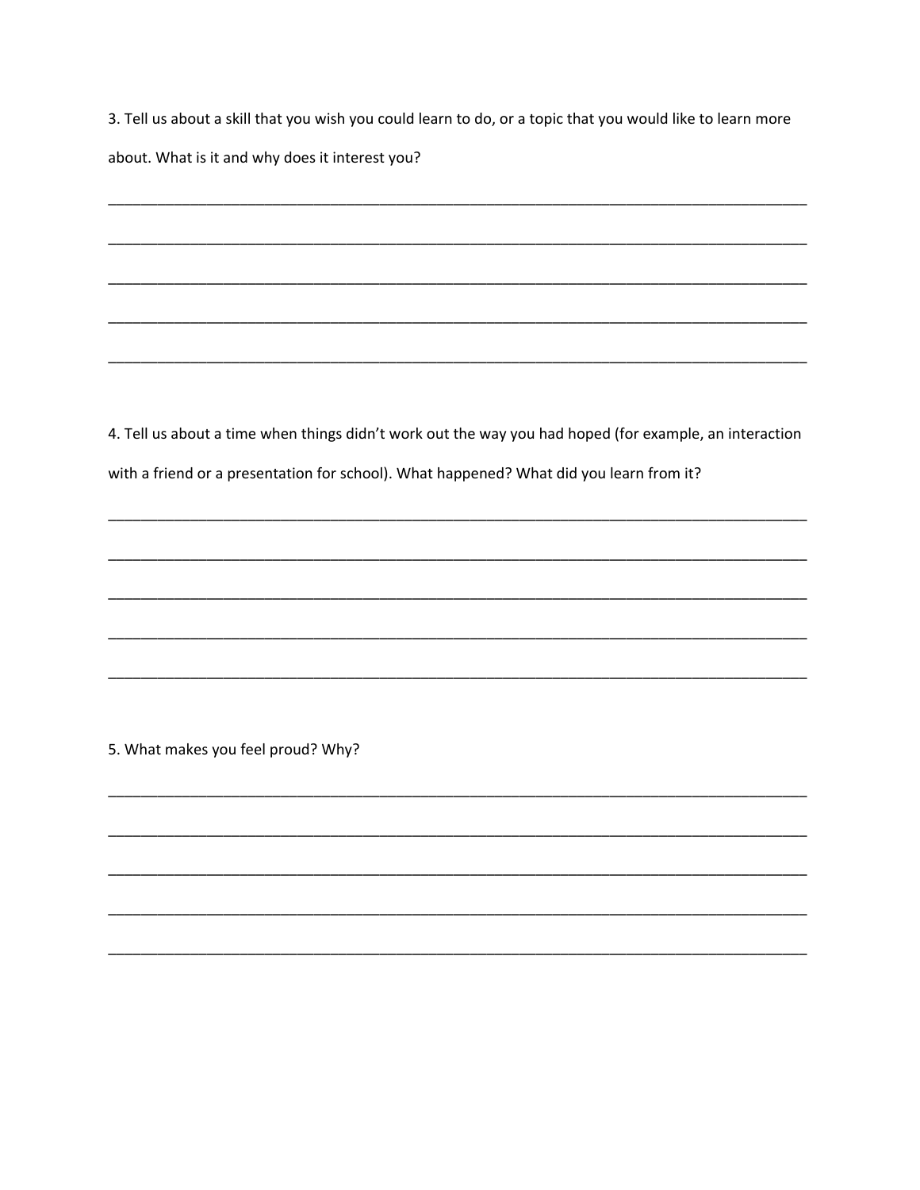3. Tell us about a skill that you wish you could learn to do, or a topic that you would like to learn more about. What is it and why does it interest you?

______________________________________________________________________________

______________________________________________________________________________

______________________________________________________________________________

______________________________________________________________________________

______________________________________________________________________________

4. Tell us about a time when things didn't work out the way you had hoped (for example, an interaction with a friend or a presentation for school). What happened? What did you learn from it?

______________________________________________________________________________

______________________________________________________________________________

______________________________________________________________________________

______________________________________________________________________________

______________________________________________________________________________

5. What makes you feel proud? Why?

______________________________________________________________________________

______________________________________________________________________________

______________________________________________________________________________

______________________________________________________________________________

______________________________________________________________________________